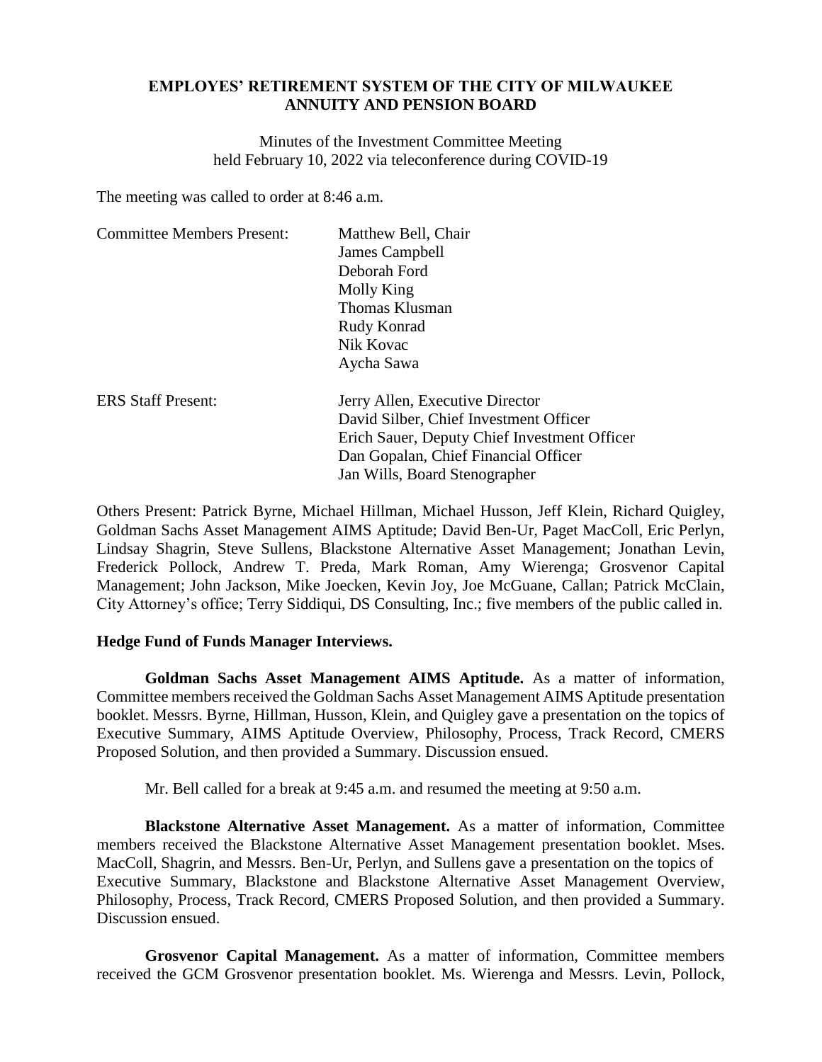**EMPLOYES' RETIREMENT SYSTEM OF THE CITY OF MILWAUKEE**
**ANNUITY AND PENSION BOARD**

Minutes of the Investment Committee Meeting
held February 10, 2022 via teleconference during COVID-19

The meeting was called to order at 8:46 a.m.

| | |
|---|---|
| Committee Members Present: | Matthew Bell, Chair<br>James Campbell<br>Deborah Ford<br>Molly King<br>Thomas Klusman<br>Rudy Konrad<br>Nik Kovac<br>Aycha Sawa |
| ERS Staff Present: | Jerry Allen, Executive Director<br>David Silber, Chief Investment Officer<br>Erich Sauer, Deputy Chief Investment Officer<br>Dan Gopalan, Chief Financial Officer<br>Jan Wills, Board Stenographer |

Others Present: Patrick Byrne, Michael Hillman, Michael Husson, Jeff Klein, Richard Quigley, Goldman Sachs Asset Management AIMS Aptitude; David Ben-Ur, Paget MacColl, Eric Perlyn, Lindsay Shagrin, Steve Sullens, Blackstone Alternative Asset Management; Jonathan Levin, Frederick Pollock, Andrew T. Preda, Mark Roman, Amy Wierenga; Grosvenor Capital Management; John Jackson, Mike Joecken, Kevin Joy, Joe McGuane, Callan; Patrick McClain, City Attorney's office; Terry Siddiqui, DS Consulting, Inc.; five members of the public called in.

**Hedge Fund of Funds Manager Interviews.**

**Goldman Sachs Asset Management AIMS Aptitude.** As a matter of information, Committee members received the Goldman Sachs Asset Management AIMS Aptitude presentation booklet. Messrs. Byrne, Hillman, Husson, Klein, and Quigley gave a presentation on the topics of Executive Summary, AIMS Aptitude Overview, Philosophy, Process, Track Record, CMERS Proposed Solution, and then provided a Summary. Discussion ensued.

Mr. Bell called for a break at 9:45 a.m. and resumed the meeting at 9:50 a.m.

**Blackstone Alternative Asset Management.** As a matter of information, Committee members received the Blackstone Alternative Asset Management presentation booklet. Mses. MacColl, Shagrin, and Messrs. Ben-Ur, Perlyn, and Sullens gave a presentation on the topics of Executive Summary, Blackstone and Blackstone Alternative Asset Management Overview, Philosophy, Process, Track Record, CMERS Proposed Solution, and then provided a Summary. Discussion ensued.

**Grosvenor Capital Management.** As a matter of information, Committee members received the GCM Grosvenor presentation booklet. Ms. Wierenga and Messrs. Levin, Pollock,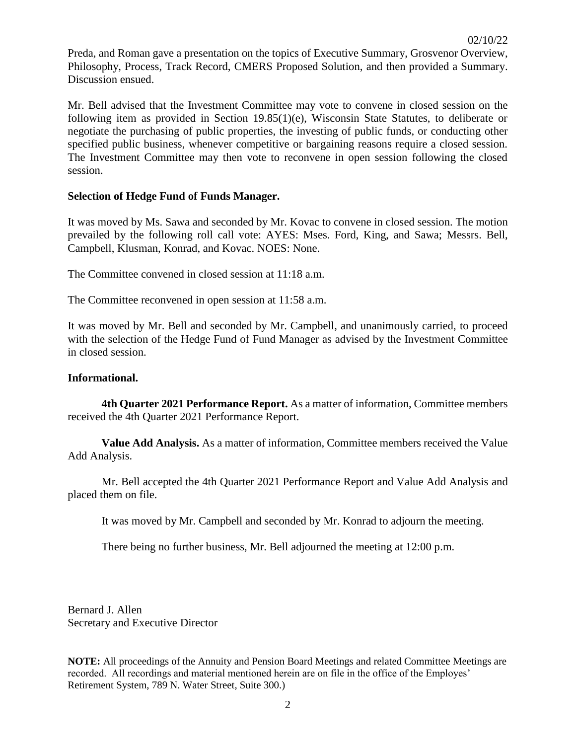Preda, and Roman gave a presentation on the topics of Executive Summary, Grosvenor Overview, Philosophy, Process, Track Record, CMERS Proposed Solution, and then provided a Summary. Discussion ensued.

Mr. Bell advised that the Investment Committee may vote to convene in closed session on the following item as provided in Section 19.85(1)(e), Wisconsin State Statutes, to deliberate or negotiate the purchasing of public properties, the investing of public funds, or conducting other specified public business, whenever competitive or bargaining reasons require a closed session. The Investment Committee may then vote to reconvene in open session following the closed session.

**Selection of Hedge Fund of Funds Manager.**

It was moved by Ms. Sawa and seconded by Mr. Kovac to convene in closed session. The motion prevailed by the following roll call vote: AYES: Mses. Ford, King, and Sawa; Messrs. Bell, Campbell, Klusman, Konrad, and Kovac. NOES: None.

The Committee convened in closed session at 11:18 a.m.

The Committee reconvened in open session at 11:58 a.m.

It was moved by Mr. Bell and seconded by Mr. Campbell, and unanimously carried, to proceed with the selection of the Hedge Fund of Fund Manager as advised by the Investment Committee in closed session.

**Informational.**

**4th Quarter 2021 Performance Report.** As a matter of information, Committee members received the 4th Quarter 2021 Performance Report.

**Value Add Analysis.** As a matter of information, Committee members received the Value Add Analysis.

Mr. Bell accepted the 4th Quarter 2021 Performance Report and Value Add Analysis and placed them on file.

It was moved by Mr. Campbell and seconded by Mr. Konrad to adjourn the meeting.

There being no further business, Mr. Bell adjourned the meeting at 12:00 p.m.

Bernard J. Allen
Secretary and Executive Director

**NOTE:** All proceedings of the Annuity and Pension Board Meetings and related Committee Meetings are recorded. All recordings and material mentioned herein are on file in the office of the Employes' Retirement System, 789 N. Water Street, Suite 300.)